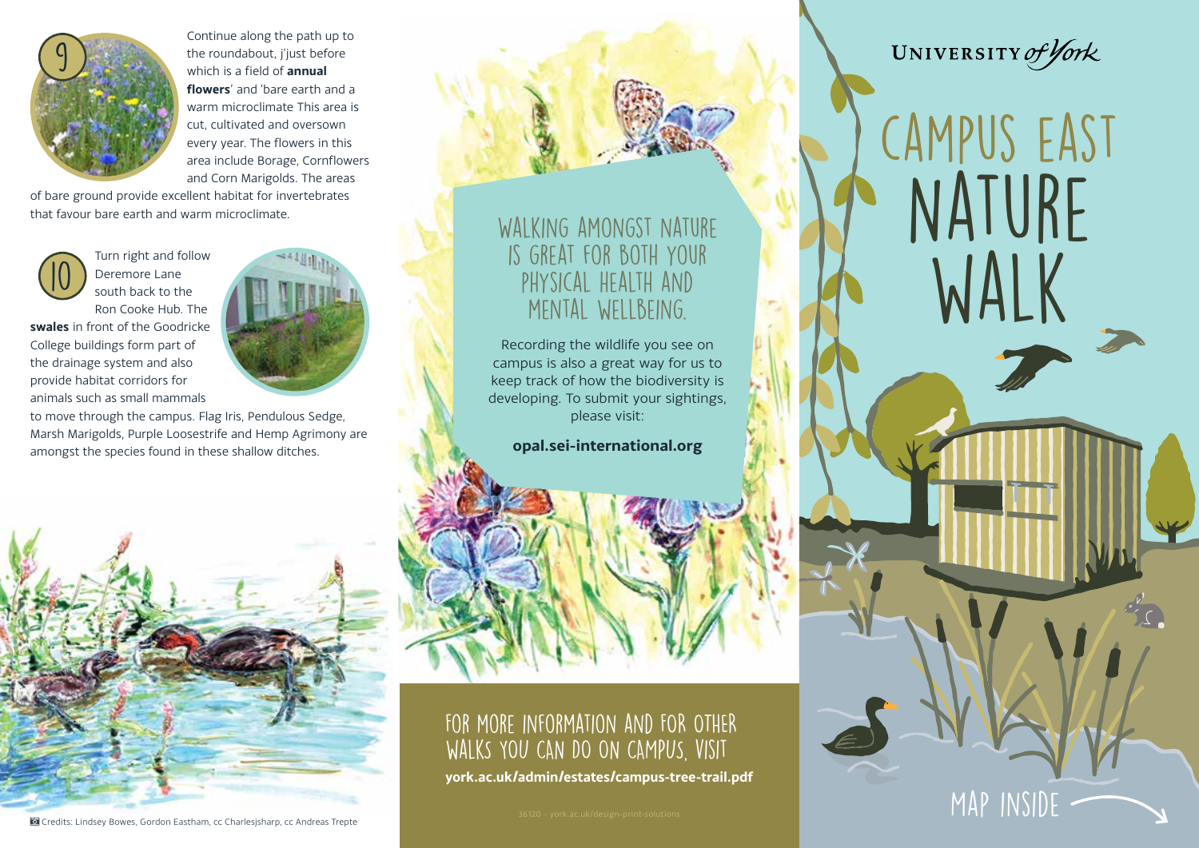9

Continue along the path up to the roundabout, j'just before which is a field of **annual flowers**' and 'bare earth and a warm microclimate This area is cut, cultivated and oversown every year. The flowers in this area include Borage, Cornflowers and Corn Marigolds. The areas of bare ground provide excellent habitat for invertebrates that favour bare earth and warm microclimate.

10

Turn right and follow Deremore Lane south back to the Ron Cooke Hub. The **swales** in front of the Goodricke College buildings form part of the drainage system and also provide habitat corridors for animals such as small mammals to move through the campus. Flag Iris, Pendulous Sedge, Marsh Marigolds, Purple Loosestrife and Hemp Agrimony are amongst the species found in these shallow ditches.

Credits: Lindsey Bowes, Gordon Eastham, cc Charlesjsharp, cc Andreas Trepte

## WALKING AMONGST NATURE IS GREAT FOR BOTH YOUR PHYSICAL HEALTH AND MENTAL WELLBEING.

Recording the wildlife you see on campus is also a great way for us to keep track of how the biodiversity is developing. To submit your sightings, please visit:

**opal.sei-international.org**

## FOR MORE INFORMATION AND FOR OTHER WALKS YOU CAN DO ON CAMPUS, VISIT

**york.ac.uk/admin/estates/campus-tree-trail.pdf**

36120 – york.ac.uk/design-print-solutions

UNIVERSITY of York

# CAMPUS EAST NATURE WALK

MAP INSIDE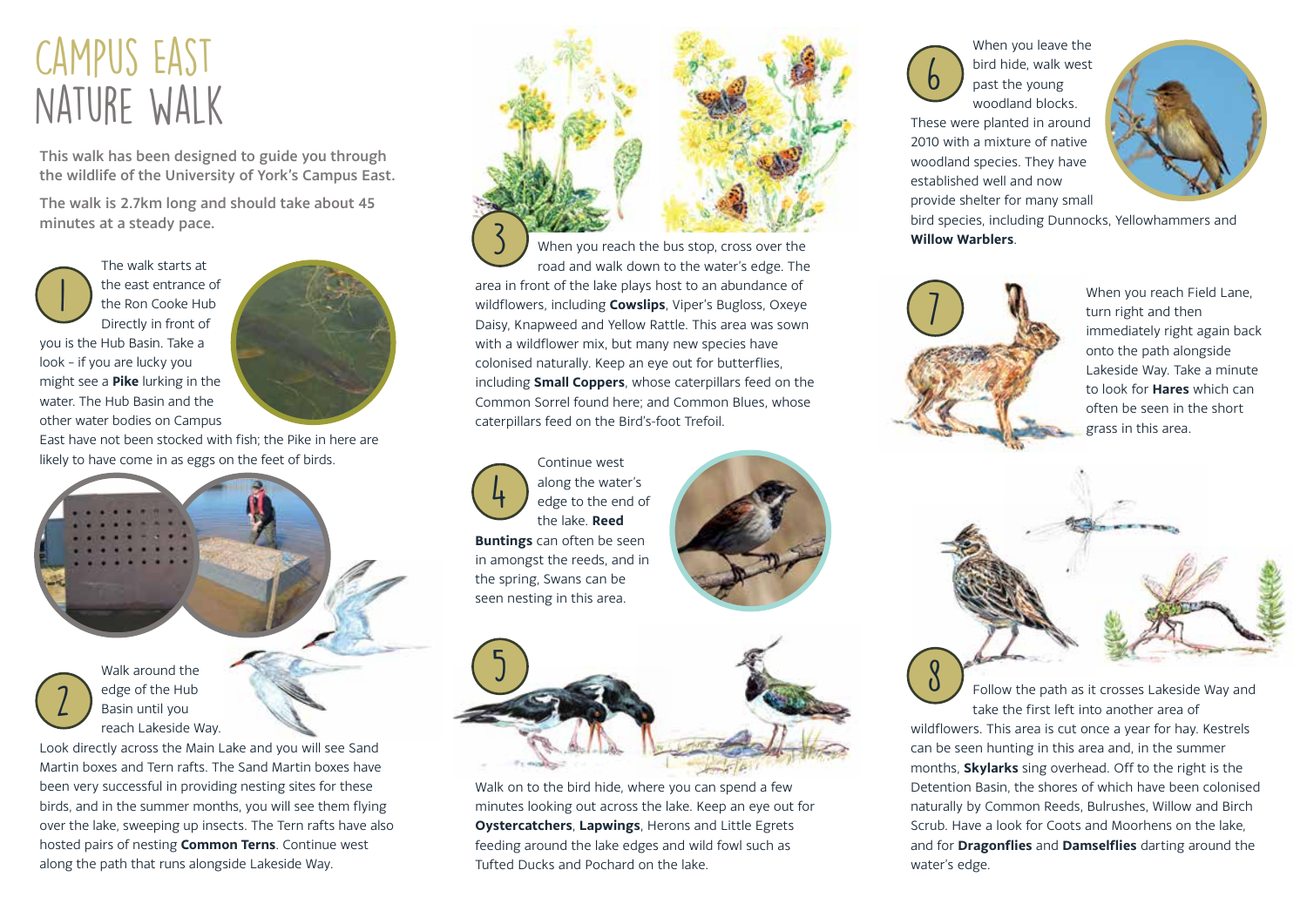# CAMPUS EAST NATURE WALK

**This walk has been designed to guide you through the wildlife of the University of York's Campus East.**

**The walk is 2.7km long and should take about 45 minutes at a steady pace.**

**1** The walk starts at the east entrance of the Ron Cooke Hub Directly in front of you is the Hub Basin. Take a look – if you are lucky you might see a **Pike** lurking in the water. The Hub Basin and the other water bodies on Campus East have not been stocked with fish; the Pike in here are likely to have come in as eggs on the feet of birds.

**2** Walk around the edge of the Hub Basin until you reach Lakeside Way. Look directly across the Main Lake and you will see Sand Martin boxes and Tern rafts. The Sand Martin boxes have been very successful in providing nesting sites for these birds, and in the summer months, you will see them flying over the lake, sweeping up insects. The Tern rafts have also hosted pairs of nesting **Common Terns**. Continue west along the path that runs alongside Lakeside Way.

**3** When you reach the bus stop, cross over the road and walk down to the water's edge. The area in front of the lake plays host to an abundance of wildflowers, including **Cowslips**, Viper's Bugloss, Oxeye Daisy, Knapweed and Yellow Rattle. This area was sown with a wildflower mix, but many new species have colonised naturally. Keep an eye out for butterflies, including **Small Coppers**, whose caterpillars feed on the Common Sorrel found here; and Common Blues, whose caterpillars feed on the Bird's-foot Trefoil.

**4** Continue west along the water's edge to the end of the lake. **Reed Buntings** can often be seen in amongst the reeds, and in the spring, Swans can be seen nesting in this area.

**5** Walk on to the bird hide, where you can spend a few minutes looking out across the lake. Keep an eye out for **Oystercatchers**, **Lapwings**, Herons and Little Egrets feeding around the lake edges and wild fowl such as Tufted Ducks and Pochard on the lake.

**6** When you leave the bird hide, walk west past the young woodland blocks. These were planted in around 2010 with a mixture of native woodland species. They have established well and now provide shelter for many small bird species, including Dunnocks, Yellowhammers and **Willow Warblers**.

**7** When you reach Field Lane, turn right and then immediately right again back onto the path alongside Lakeside Way. Take a minute to look for **Hares** which can often be seen in the short grass in this area.

**8** Follow the path as it crosses Lakeside Way and take the first left into another area of wildflowers. This area is cut once a year for hay. Kestrels can be seen hunting in this area and, in the summer months, **Skylarks** sing overhead. Off to the right is the Detention Basin, the shores of which have been colonised naturally by Common Reeds, Bulrushes, Willow and Birch Scrub. Have a look for Coots and Moorhens on the lake, and for **Dragonflies** and **Damselflies** darting around the water's edge.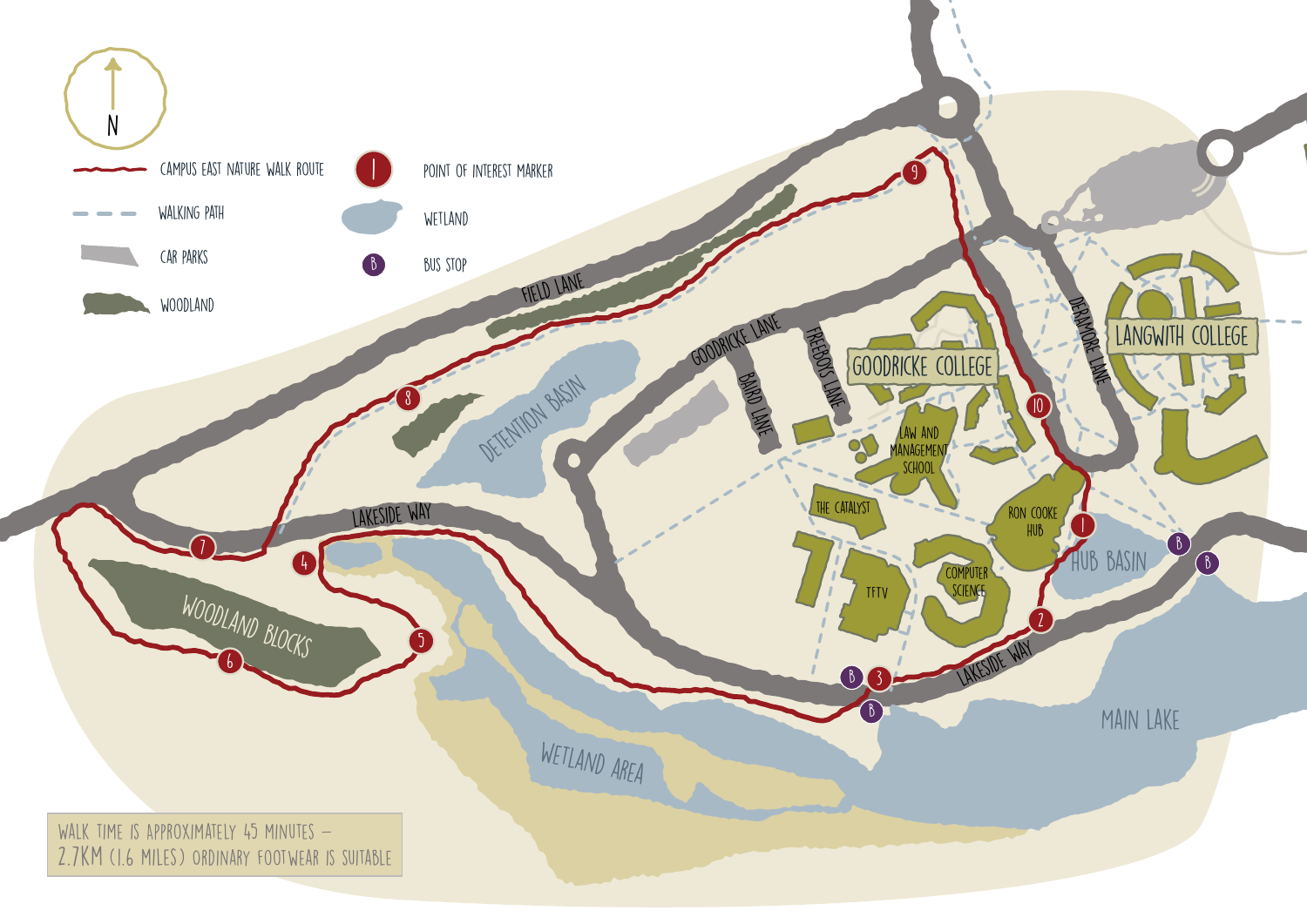N

CAMPUS EAST NATURE WALK ROUTE

WALKING PATH

CAR PARKS

WOODLAND

POINT OF INTEREST MARKER

WETLAND

BUS STOP

FIELD LANE

GOODRICKE LANE

FREEBOYS LANE

BAIRD LANE

DERAMORE LANE

LANGWITH COLLEGE

GOODRICKE COLLEGE

LAW AND MANAGEMENT SCHOOL

THE CATALYST

RON COOKE HUB

HUB BASIN

COMPUTER SCIENCE

TFTV

DETENTION BASIN

LAKESIDE WAY

WOODLAND BLOCKS

WETLAND AREA

MAIN LAKE

1 2 3 4 5 6 7 8 9 10

B

WALK TIME IS APPROXIMATELY 45 MINUTES – 2.7KM (1.6 MILES) ORDINARY FOOTWEAR IS SUITABLE